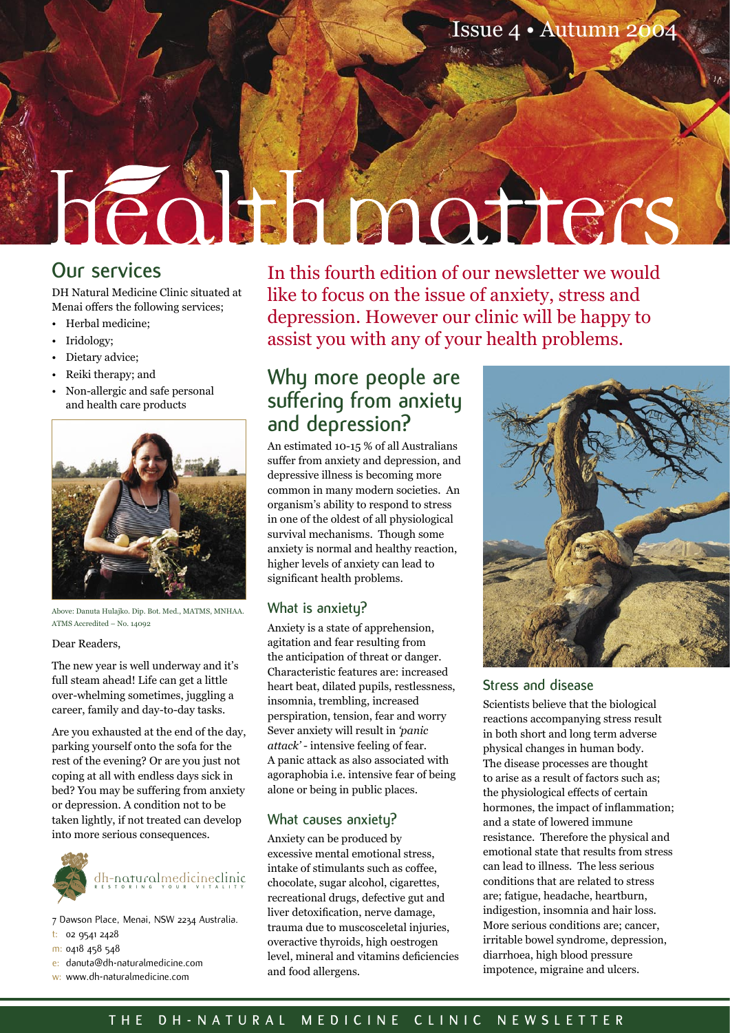Issue 4 • Autumn 2004

# healthmatters

## Our services

DH Natural Medicine Clinic situated at Menai offers the following services;

- Herbal medicine;
- Iridology;
- Dietary advice;
- Reiki therapy; and
- Non-allergic and safe personal and health care products

Above: Danuta Hulajko. Dip. Bot. Med., MATMS, MNHAA. ATMS Accredited – No. 14092

Dear Readers,

The new year is well underway and it's full steam ahead! Life can get a little over-whelming sometimes, juggling a career, family and day-to-day tasks.

Are you exhausted at the end of the day, parking yourself onto the sofa for the rest of the evening? Or are you just not coping at all with endless days sick in bed? You may be suffering from anxiety or depression. A condition not to be taken lightly, if not treated can develop into more serious consequences.

dh-naturalmedicineclinic
RESTORING YOUR VITALITY

7 Dawson Place, Menai, NSW 2234 Australia.
t: 02 9541 2428
m: 0418 458 548
e: danuta@dh-naturalmedicine.com
w: www.dh-naturalmedicine.com

In this fourth edition of our newsletter we would like to focus on the issue of anxiety, stress and depression. However our clinic will be happy to assist you with any of your health problems.

## Why more people are suffering from anxiety and depression?

An estimated 10-15 % of all Australians suffer from anxiety and depression, and depressive illness is becoming more common in many modern societies. An organism's ability to respond to stress in one of the oldest of all physiological survival mechanisms. Though some anxiety is normal and healthy reaction, higher levels of anxiety can lead to significant health problems.

### What is anxiety?

Anxiety is a state of apprehension, agitation and fear resulting from the anticipation of threat or danger. Characteristic features are: increased heart beat, dilated pupils, restlessness, insomnia, trembling, increased perspiration, tension, fear and worry Sever anxiety will result in *'panic attack'* - intensive feeling of fear. A panic attack as also associated with agoraphobia i.e. intensive fear of being alone or being in public places.

### What causes anxiety?

Anxiety can be produced by excessive mental emotional stress, intake of stimulants such as coffee, chocolate, sugar alcohol, cigarettes, recreational drugs, defective gut and liver detoxification, nerve damage, trauma due to muscosceletal injuries, overactive thyroids, high oestrogen level, mineral and vitamins deficiencies and food allergens.

### Stress and disease

Scientists believe that the biological reactions accompanying stress result in both short and long term adverse physical changes in human body. The disease processes are thought to arise as a result of factors such as; the physiological effects of certain hormones, the impact of inflammation; and a state of lowered immune resistance. Therefore the physical and emotional state that results from stress can lead to illness. The less serious conditions that are related to stress are; fatigue, headache, heartburn, indigestion, insomnia and hair loss. More serious conditions are; cancer, irritable bowel syndrome, depression, diarrhoea, high blood pressure impotence, migraine and ulcers.

THE DH-NATURAL MEDICINE CLINIC NEWSLETTER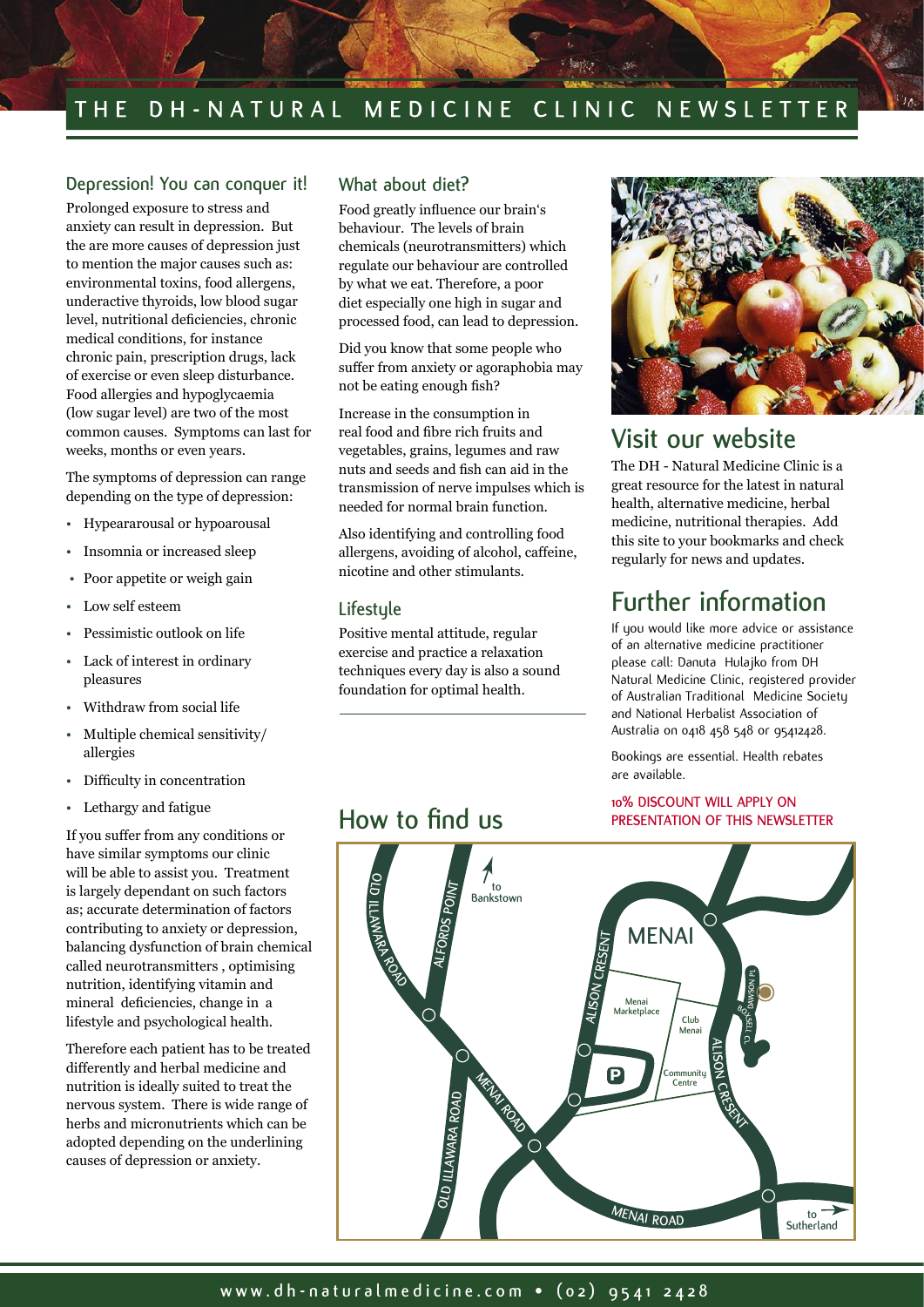# THE DH-NATURAL MEDICINE CLINIC NEWSLETTER

## Depression! You can conquer it!

Prolonged exposure to stress and anxiety can result in depression. But the are more causes of depression just to mention the major causes such as: environmental toxins, food allergens, underactive thyroids, low blood sugar level, nutritional deficiencies, chronic medical conditions, for instance chronic pain, prescription drugs, lack of exercise or even sleep disturbance. Food allergies and hypoglycaemia (low sugar level) are two of the most common causes. Symptoms can last for weeks, months or even years.

The symptoms of depression can range depending on the type of depression:

- Hypeararousal or hypoarousal
- Insomnia or increased sleep
- Poor appetite or weigh gain
- Low self esteem
- Pessimistic outlook on life
- Lack of interest in ordinary pleasures
- Withdraw from social life
- Multiple chemical sensitivity/ allergies
- Difficulty in concentration
- Lethargy and fatigue

If you suffer from any conditions or have similar symptoms our clinic will be able to assist you. Treatment is largely dependant on such factors as; accurate determination of factors contributing to anxiety or depression, balancing dysfunction of brain chemical called neurotransmitters , optimising nutrition, identifying vitamin and mineral deficiencies, change in a lifestyle and psychological health.

Therefore each patient has to be treated differently and herbal medicine and nutrition is ideally suited to treat the nervous system. There is wide range of herbs and micronutrients which can be adopted depending on the underlining causes of depression or anxiety.

## What about diet?

Food greatly influence our brain's behaviour. The levels of brain chemicals (neurotransmitters) which regulate our behaviour are controlled by what we eat. Therefore, a poor diet especially one high in sugar and processed food, can lead to depression.

Did you know that some people who suffer from anxiety or agoraphobia may not be eating enough fish?

Increase in the consumption in real food and fibre rich fruits and vegetables, grains, legumes and raw nuts and seeds and fish can aid in the transmission of nerve impulses which is needed for normal brain function.

Also identifying and controlling food allergens, avoiding of alcohol, caffeine, nicotine and other stimulants.

## Lifestyle

Positive mental attitude, regular exercise and practice a relaxation techniques every day is also a sound foundation for optimal health.

## Visit our website

The DH - Natural Medicine Clinic is a great resource for the latest in natural health, alternative medicine, herbal medicine, nutritional therapies. Add this site to your bookmarks and check regularly for news and updates.

## Further information

If you would like more advice or assistance of an alternative medicine practitioner please call: Danuta Hulajko from DH Natural Medicine Clinic, registered provider of Australian Traditional Medicine Society and National Herbalist Association of Australia on 0418 458 548 or 95412428.

Bookings are essential. Health rebates are available.

**10% DISCOUNT WILL APPLY ON PRESENTATION OF THIS NEWSLETTER**

## How to find us

OLD ILLAWARA ROAD
ALFORDS POINT
to Bankstown
ALISON CRESENT
MENAI
DAWSON PL
BOXSELL CL
Menai Marketplace
Club Menai
Community Centre
P
MENAI ROAD
OLD ILLAWARA ROAD
MENAI ROAD
to Sutherland

www.dh-naturalmedicine.com • (02) 9541 2428